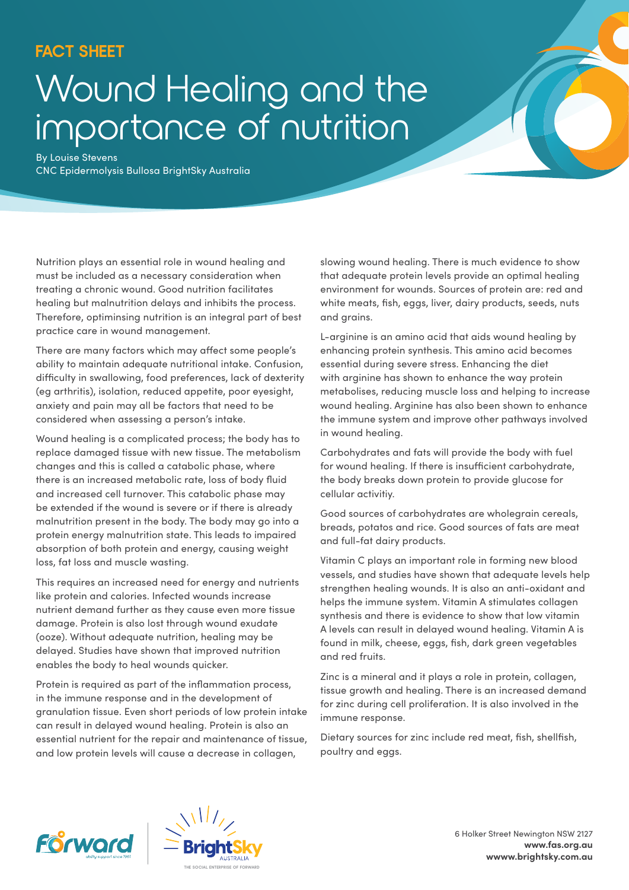FACT SHEET

# Wound Healing and the importance of nutrition

By Louise Stevens
CNC Epidermolysis Bullosa BrightSky Australia

Nutrition plays an essential role in wound healing and must be included as a necessary consideration when treating a chronic wound. Good nutrition facilitates healing but malnutrition delays and inhibits the process. Therefore, optiminsing nutrition is an integral part of best practice care in wound management.

There are many factors which may affect some people's ability to maintain adequate nutritional intake. Confusion, difficulty in swallowing, food preferences, lack of dexterity (eg arthritis), isolation, reduced appetite, poor eyesight, anxiety and pain may all be factors that need to be considered when assessing a person's intake.

Wound healing is a complicated process; the body has to replace damaged tissue with new tissue. The metabolism changes and this is called a catabolic phase, where there is an increased metabolic rate, loss of body fluid and increased cell turnover. This catabolic phase may be extended if the wound is severe or if there is already malnutrition present in the body. The body may go into a protein energy malnutrition state. This leads to impaired absorption of both protein and energy, causing weight loss, fat loss and muscle wasting.

This requires an increased need for energy and nutrients like protein and calories. Infected wounds increase nutrient demand further as they cause even more tissue damage. Protein is also lost through wound exudate (ooze). Without adequate nutrition, healing may be delayed. Studies have shown that improved nutrition enables the body to heal wounds quicker.

Protein is required as part of the inflammation process, in the immune response and in the development of granulation tissue. Even short periods of low protein intake can result in delayed wound healing. Protein is also an essential nutrient for the repair and maintenance of tissue, and low protein levels will cause a decrease in collagen, slowing wound healing. There is much evidence to show that adequate protein levels provide an optimal healing environment for wounds. Sources of protein are: red and white meats, fish, eggs, liver, dairy products, seeds, nuts and grains.

L-arginine is an amino acid that aids wound healing by enhancing protein synthesis. This amino acid becomes essential during severe stress. Enhancing the diet with arginine has shown to enhance the way protein metabolises, reducing muscle loss and helping to increase wound healing. Arginine has also been shown to enhance the immune system and improve other pathways involved in wound healing.

Carbohydrates and fats will provide the body with fuel for wound healing. If there is insufficient carbohydrate, the body breaks down protein to provide glucose for cellular activitiy.

Good sources of carbohydrates are wholegrain cereals, breads, potatos and rice. Good sources of fats are meat and full-fat dairy products.

Vitamin C plays an important role in forming new blood vessels, and studies have shown that adequate levels help strengthen healing wounds. It is also an anti-oxidant and helps the immune system. Vitamin A stimulates collagen synthesis and there is evidence to show that low vitamin A levels can result in delayed wound healing. Vitamin A is found in milk, cheese, eggs, fish, dark green vegetables and red fruits.

Zinc is a mineral and it plays a role in protein, collagen, tissue growth and healing. There is an increased demand for zinc during cell proliferation. It is also involved in the immune response.

Dietary sources for zinc include red meat, fish, shellfish, poultry and eggs.

6 Holker Street Newington NSW 2127
**www.fas.org.au**
**wwww.brightsky.com.au**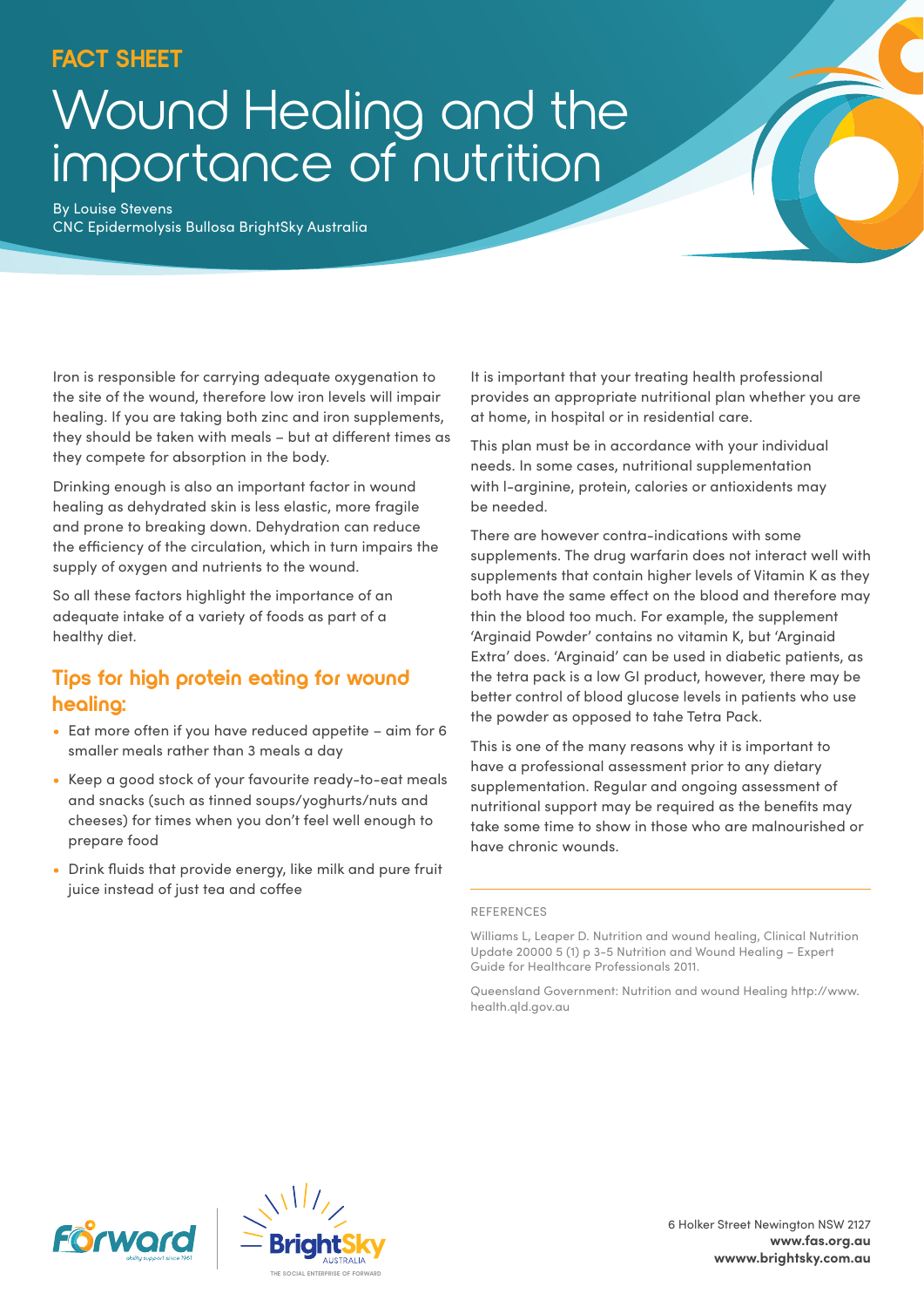FACT SHEET

# Wound Healing and the importance of nutrition

By Louise Stevens
CNC Epidermolysis Bullosa BrightSky Australia

Iron is responsible for carrying adequate oxygenation to the site of the wound, therefore low iron levels will impair healing. If you are taking both zinc and iron supplements, they should be taken with meals – but at different times as they compete for absorption in the body.

Drinking enough is also an important factor in wound healing as dehydrated skin is less elastic, more fragile and prone to breaking down. Dehydration can reduce the efficiency of the circulation, which in turn impairs the supply of oxygen and nutrients to the wound.

So all these factors highlight the importance of an adequate intake of a variety of foods as part of a healthy diet.

## Tips for high protein eating for wound healing:

- Eat more often if you have reduced appetite – aim for 6 smaller meals rather than 3 meals a day
- Keep a good stock of your favourite ready-to-eat meals and snacks (such as tinned soups/yoghurts/nuts and cheeses) for times when you don't feel well enough to prepare food
- Drink fluids that provide energy, like milk and pure fruit juice instead of just tea and coffee

It is important that your treating health professional provides an appropriate nutritional plan whether you are at home, in hospital or in residential care.

This plan must be in accordance with your individual needs. In some cases, nutritional supplementation with l-arginine, protein, calories or antioxidents may be needed.

There are however contra-indications with some supplements. The drug warfarin does not interact well with supplements that contain higher levels of Vitamin K as they both have the same effect on the blood and therefore may thin the blood too much. For example, the supplement 'Arginaid Powder' contains no vitamin K, but 'Arginaid Extra' does. 'Arginaid' can be used in diabetic patients, as the tetra pack is a low GI product, however, there may be better control of blood glucose levels in patients who use the powder as opposed to tahe Tetra Pack.

This is one of the many reasons why it is important to have a professional assessment prior to any dietary supplementation. Regular and ongoing assessment of nutritional support may be required as the benefits may take some time to show in those who are malnourished or have chronic wounds.

REFERENCES

Williams L, Leaper D. Nutrition and wound healing, Clinical Nutrition Update 20000 5 (1) p 3-5 Nutrition and Wound Healing – Expert Guide for Healthcare Professionals 2011.

Queensland Government: Nutrition and wound Healing http://www.health.qld.gov.au

6 Holker Street Newington NSW 2127
**www.fas.org.au**
**wwww.brightsky.com.au**